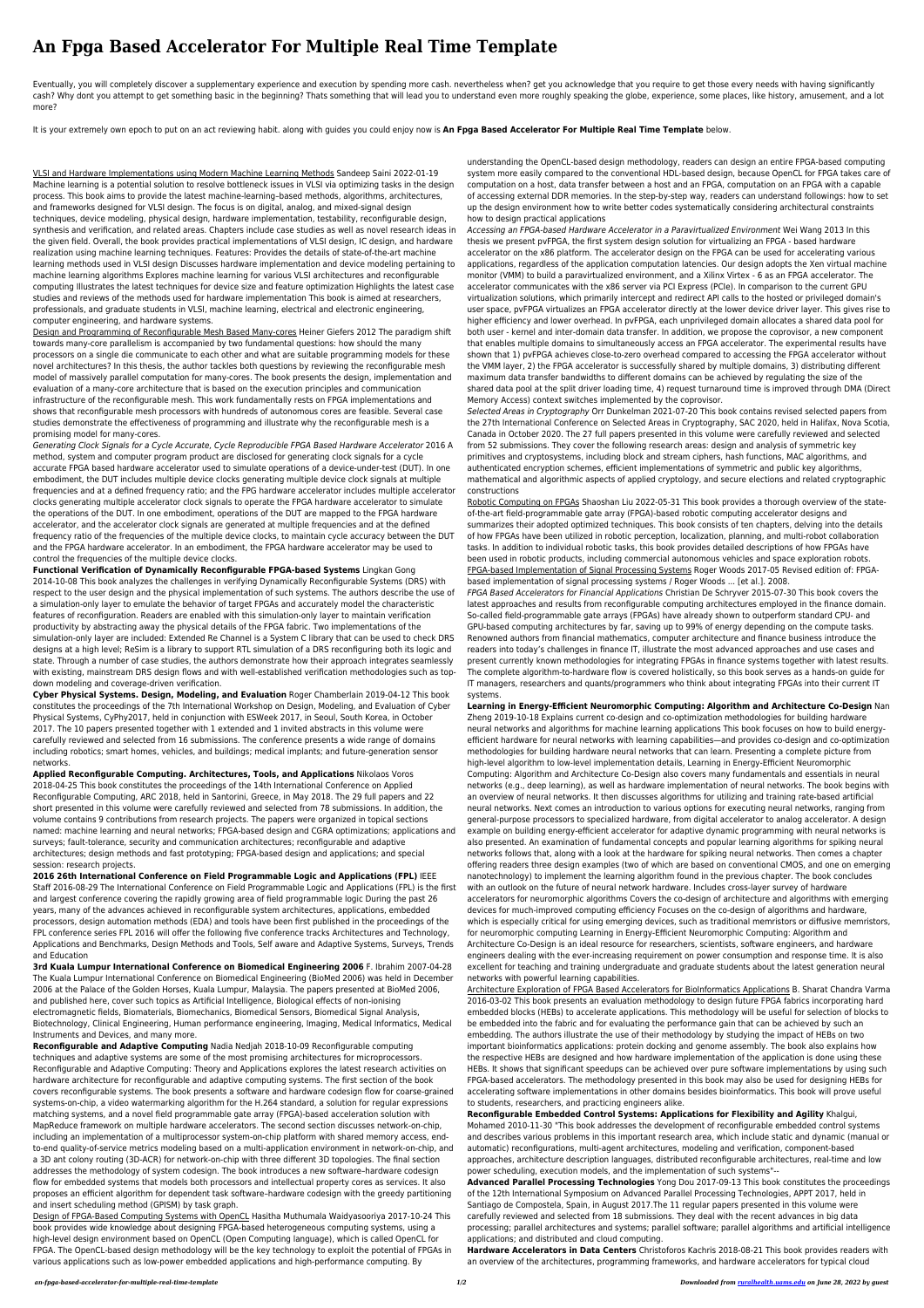# An Fpga Based Accelerator For Multiple Real Time Template

Eventually, you will completely discover a supplementary experience and execution by spending more cash. nevertheless when? get you acknowledge that you require to get those every needs with having significantly cash? Why dont you attempt to get something basic in the beginning? Thats something that will lead you to understand even more roughly speaking the globe, experience, some places, like history, amusement, and a lot more?

It is your extremely own epoch to put on an act reviewing habit. along with guides you could enjoy now is **An Fpga Based Accelerator For Multiple Real Time Template** below.

VLSI and Hardware Implementations using Modern Machine Learning Methods Sandeep Saini 2022-01-19 Machine learning is a potential solution to resolve bottleneck issues in VLSI via optimizing tasks in the design process. This book aims to provide the latest machine-learning–based methods, algorithms, architectures, and frameworks designed for VLSI design. The focus is on digital, analog, and mixed-signal design techniques, device modeling, physical design, hardware implementation, testability, reconfigurable design, synthesis and verification, and related areas. Chapters include case studies as well as novel research ideas in the given field. Overall, the book provides practical implementations of VLSI design, IC design, and hardware realization using machine learning techniques. Features: Provides the details of state-of-the-art machine learning methods used in VLSI design Discusses hardware implementation and device modeling pertaining to machine learning algorithms Explores machine learning for various VLSI architectures and reconfigurable computing Illustrates the latest techniques for device size and feature optimization Highlights the latest case studies and reviews of the methods used for hardware implementation This book is aimed at researchers, professionals, and graduate students in VLSI, machine learning, electrical and electronic engineering, computer engineering, and hardware systems.

Design and Programming of Reconfigurable Mesh Based Many-cores Heiner Giefers 2012 The paradigm shift towards many-core parallelism is accompanied by two fundamental questions: how should the many processors on a single die communicate to each other and what are suitable programming models for these novel architectures? In this thesis, the author tackles both questions by reviewing the reconfigurable mesh model of massively parallel computation for many-cores. The book presents the design, implementation and evaluation of a many-core architecture that is based on the execution principles and communication infrastructure of the reconfigurable mesh. This work fundamentally rests on FPGA implementations and shows that reconfigurable mesh processors with hundreds of autonomous cores are feasible. Several case studies demonstrate the effectiveness of programming and illustrate why the reconfigurable mesh is a promising model for many-cores.

*Generating Clock Signals for a Cycle Accurate, Cycle Reproducible FPGA Based Hardware Accelerator* 2016 A method, system and computer program product are disclosed for generating clock signals for a cycle accurate FPGA based hardware accelerator used to simulate operations of a device-under-test (DUT). In one embodiment, the DUT includes multiple device clocks generating multiple device clock signals at multiple frequencies and at a defined frequency ratio; and the FPG hardware accelerator includes multiple accelerator clocks generating multiple accelerator clock signals to operate the FPGA hardware accelerator to simulate the operations of the DUT. In one embodiment, operations of the DUT are mapped to the FPGA hardware accelerator, and the accelerator clock signals are generated at multiple frequencies and at the defined frequency ratio of the frequencies of the multiple device clocks, to maintain cycle accuracy between the DUT and the FPGA hardware accelerator. In an embodiment, the FPGA hardware accelerator may be used to control the frequencies of the multiple device clocks.

**Functional Verification of Dynamically Reconfigurable FPGA-based Systems** Lingkan Gong 2014-10-08 This book analyzes the challenges in verifying Dynamically Reconfigurable Systems (DRS) with respect to the user design and the physical implementation of such systems. The authors describe the use of a simulation-only layer to emulate the behavior of target FPGAs and accurately model the characteristic features of reconfiguration. Readers are enabled with this simulation-only layer to maintain verification productivity by abstracting away the physical details of the FPGA fabric. Two implementations of the simulation-only layer are included: Extended Re Channel is a System C library that can be used to check DRS designs at a high level; ReSim is a library to support RTL simulation of a DRS reconfiguring both its logic and state. Through a number of case studies, the authors demonstrate how their approach integrates seamlessly with existing, mainstream DRS design flows and with well-established verification methodologies such as top-down modeling and coverage-driven verification.

**Cyber Physical Systems. Design, Modeling, and Evaluation** Roger Chamberlain 2019-04-12 This book constitutes the proceedings of the 7th International Workshop on Design, Modeling, and Evaluation of Cyber Physical Systems, CyPhy2017, held in conjunction with ESWeek 2017, in Seoul, South Korea, in October 2017. The 10 papers presented together with 1 extended and 1 invited abstracts in this volume were carefully reviewed and selected from 16 submissions. The conference presents a wide range of domains including robotics; smart homes, vehicles, and buildings; medical implants; and future-generation sensor networks.

**Applied Reconfigurable Computing. Architectures, Tools, and Applications** Nikolaos Voros 2018-04-25 This book constitutes the proceedings of the 14th International Conference on Applied Reconfigurable Computing, ARC 2018, held in Santorini, Greece, in May 2018. The 29 full papers and 22 short presented in this volume were carefully reviewed and selected from 78 submissions. In addition, the volume contains 9 contributions from research projects. The papers were organized in topical sections named: machine learning and neural networks; FPGA-based design and CGRA optimizations; applications and surveys; fault-tolerance, security and communication architectures; reconfigurable and adaptive architectures; design methods and fast prototyping; FPGA-based design and applications; and special session: research projects.

**2016 26th International Conference on Field Programmable Logic and Applications (FPL)** IEEE Staff 2016-08-29 The International Conference on Field Programmable Logic and Applications (FPL) is the first and largest conference covering the rapidly growing area of field programmable logic During the past 26 years, many of the advances achieved in reconfigurable system architectures, applications, embedded processors, design automation methods (EDA) and tools have been first published in the proceedings of the FPL conference series FPL 2016 will offer the following five conference tracks Architectures and Technology, Applications and Benchmarks, Design Methods and Tools, Self aware and Adaptive Systems, Surveys, Trends and Education

**3rd Kuala Lumpur International Conference on Biomedical Engineering 2006** F. Ibrahim 2007-04-28 The Kuala Lumpur International Conference on Biomedical Engineering (BioMed 2006) was held in December 2006 at the Palace of the Golden Horses, Kuala Lumpur, Malaysia. The papers presented at BioMed 2006, and published here, cover such topics as Artificial Intelligence, Biological effects of non-ionising electromagnetic fields, Biomaterials, Biomechanics, Biomedical Sensors, Biomedical Signal Analysis, Biotechnology, Clinical Engineering, Human performance engineering, Imaging, Medical Informatics, Medical Instruments and Devices, and many more.

**Reconfigurable and Adaptive Computing** Nadia Nedjah 2018-10-09 Reconfigurable computing techniques and adaptive systems are some of the most promising architectures for microprocessors. Reconfigurable and Adaptive Computing: Theory and Applications explores the latest research activities on hardware architecture for reconfigurable and adaptive computing systems. The first section of the book covers reconfigurable systems. The book presents a software and hardware codesign flow for coarse-grained systems-on-chip, a video watermarking algorithm for the H.264 standard, a solution for regular expressions matching systems, and a novel field programmable gate array (FPGA)-based acceleration solution with MapReduce framework on multiple hardware accelerators. The second section discusses network-on-chip, including an implementation of a multiprocessor system-on-chip platform with shared memory access, end-to-end quality-of-service metrics modeling based on a multi-application environment in network-on-chip, and a 3D ant colony routing (3D-ACR) for network-on-chip with three different 3D topologies. The final section addresses the methodology of system codesign. The book introduces a new software–hardware codesign flow for embedded systems that models both processors and intellectual property cores as services. It also proposes an efficient algorithm for dependent task software–hardware codesign with the greedy partitioning and insert scheduling method (GPISM) by task graph.

Design of FPGA-Based Computing Systems with OpenCL Hasitha Muthumala Waidyasooriya 2017-10-24 This book provides wide knowledge about designing FPGA-based heterogeneous computing systems, using a high-level design environment based on OpenCL (Open Computing language), which is called OpenCL for FPGA. The OpenCL-based design methodology will be the key technology to exploit the potential of FPGAs in various applications such as low-power embedded applications and high-performance computing. By understanding the OpenCL-based design methodology, readers can design an entire FPGA-based computing system more easily compared to the conventional HDL-based design, because OpenCL for FPGA takes care of computation on a host, data transfer between a host and an FPGA, computation on an FPGA with a capable of accessing external DDR memories. In the step-by-step way, readers can understand followings: how to set up the design environment how to write better codes systematically considering architectural constraints how to design practical applications

*Accessing an FPGA-based Hardware Accelerator in a Paravirtualized Environment* Wei Wang 2013 In this thesis we present pvFPGA, the first system design solution for virtualizing an FPGA - based hardware accelerator on the x86 platform. The accelerator design on the FPGA can be used for accelerating various applications, regardless of the application computation latencies. Our design adopts the Xen virtual machine monitor (VMM) to build a paravirtualized environment, and a Xilinx Virtex - 6 as an FPGA accelerator. The accelerator communicates with the x86 server via PCI Express (PCIe). In comparison to the current GPU virtualization solutions, which primarily intercept and redirect API calls to the hosted or privileged domain's user space, pvFPGA virtualizes an FPGA accelerator directly at the lower device driver layer. This gives rise to higher efficiency and lower overhead. In pvFPGA, each unprivileged domain allocates a shared data pool for both user - kernel and inter-domain data transfer. In addition, we propose the coprovisor, a new component that enables multiple domains to simultaneously access an FPGA accelerator. The experimental results have shown that 1) pvFPGA achieves close-to-zero overhead compared to accessing the FPGA accelerator without the VMM layer, 2) the FPGA accelerator is successfully shared by multiple domains, 3) distributing different maximum data transfer bandwidths to different domains can be achieved by regulating the size of the shared data pool at the split driver loading time, 4) request turnaround time is improved through DMA (Direct Memory Access) context switches implemented by the coprovisor.

*Selected Areas in Cryptography* Orr Dunkelman 2021-07-20 This book contains revised selected papers from the 27th International Conference on Selected Areas in Cryptography, SAC 2020, held in Halifax, Nova Scotia, Canada in October 2020. The 27 full papers presented in this volume were carefully reviewed and selected from 52 submissions. They cover the following research areas: design and analysis of symmetric key primitives and cryptosystems, including block and stream ciphers, hash functions, MAC algorithms, and authenticated encryption schemes, efficient implementations of symmetric and public key algorithms, mathematical and algorithmic aspects of applied cryptology, and secure elections and related cryptographic constructions

Robotic Computing on FPGAs Shaoshan Liu 2022-05-31 This book provides a thorough overview of the state-of-the-art field-programmable gate array (FPGA)-based robotic computing accelerator designs and summarizes their adopted optimized techniques. This book consists of ten chapters, delving into the details of how FPGAs have been utilized in robotic perception, localization, planning, and multi-robot collaboration tasks. In addition to individual robotic tasks, this book provides detailed descriptions of how FPGAs have been used in robotic products, including commercial autonomous vehicles and space exploration robots.

FPGA-based Implementation of Signal Processing Systems Roger Woods 2017-05 Revised edition of: FPGA-based implementation of signal processing systems / Roger Woods ... [et al.]. 2008.

*FPGA Based Accelerators for Financial Applications* Christian De Schryver 2015-07-30 This book covers the latest approaches and results from reconfigurable computing architectures employed in the finance domain. So-called field-programmable gate arrays (FPGAs) have already shown to outperform standard CPU- and GPU-based computing architectures by far, saving up to 99% of energy depending on the compute tasks. Renowned authors from financial mathematics, computer architecture and finance business introduce the readers into today's challenges in finance IT, illustrate the most advanced approaches and use cases and present currently known methodologies for integrating FPGAs in finance systems together with latest results. The complete algorithm-to-hardware flow is covered holistically, so this book serves as a hands-on guide for IT managers, researchers and quants/programmers who think about integrating FPGAs into their current IT systems.

**Learning in Energy-Efficient Neuromorphic Computing: Algorithm and Architecture Co-Design** Nan Zheng 2019-10-18 Explains current co-design and co-optimization methodologies for building hardware neural networks and algorithms for machine learning applications This book focuses on how to build energy-efficient hardware for neural networks with learning capabilities—and provides co-design and co-optimization methodologies for building hardware neural networks that can learn. Presenting a complete picture from high-level algorithm to low-level implementation details, Learning in Energy-Efficient Neuromorphic Computing: Algorithm and Architecture Co-Design also covers many fundamentals and essentials in neural networks (e.g., deep learning), as well as hardware implementation of neural networks. The book begins with an overview of neural networks. It then discusses algorithms for utilizing and training rate-based artificial neural networks. Next comes an introduction to various options for executing neural networks, ranging from general-purpose processors to specialized hardware, from digital accelerator to analog accelerator. A design example on building energy-efficient accelerator for adaptive dynamic programming with neural networks is also presented. An examination of fundamental concepts and popular learning algorithms for spiking neural networks follows that, along with a look at the hardware for spiking neural networks. Then comes a chapter offering readers three design examples (two of which are based on conventional CMOS, and one on emerging nanotechnology) to implement the learning algorithm found in the previous chapter. The book concludes with an outlook on the future of neural network hardware. Includes cross-layer survey of hardware accelerators for neuromorphic algorithms Covers the co-design of architecture and algorithms with emerging devices for much-improved computing efficiency Focuses on the co-design of algorithms and hardware, which is especially critical for using emerging devices, such as traditional memristors or diffusive memristors, for neuromorphic computing Learning in Energy-Efficient Neuromorphic Computing: Algorithm and Architecture Co-Design is an ideal resource for researchers, scientists, software engineers, and hardware engineers dealing with the ever-increasing requirement on power consumption and response time. It is also excellent for teaching and training undergraduate and graduate students about the latest generation neural networks with powerful learning capabilities.

Architecture Exploration of FPGA Based Accelerators for BioInformatics Applications B. Sharat Chandra Varma 2016-03-02 This book presents an evaluation methodology to design future FPGA fabrics incorporating hard embedded blocks (HEBs) to accelerate applications. This methodology will be useful for selection of blocks to be embedded into the fabric and for evaluating the performance gain that can be achieved by such an embedding. The authors illustrate the use of their methodology by studying the impact of HEBs on two important bioinformatics applications: protein docking and genome assembly. The book also explains how the respective HEBs are designed and how hardware implementation of the application is done using these HEBs. It shows that significant speedups can be achieved over pure software implementations by using such FPGA-based accelerators. The methodology presented in this book may also be used for designing HEBs for accelerating software implementations in other domains besides bioinformatics. This book will prove useful to students, researchers, and practicing engineers alike.

**Reconfigurable Embedded Control Systems: Applications for Flexibility and Agility** Khalgui, Mohamed 2010-11-30 "This book addresses the development of reconfigurable embedded control systems and describes various problems in this important research area, which include static and dynamic (manual or automatic) reconfigurations, multi-agent architectures, modeling and verification, component-based approaches, architecture description languages, distributed reconfigurable architectures, real-time and low power scheduling, execution models, and the implementation of such systems"--

**Advanced Parallel Processing Technologies** Yong Dou 2017-09-13 This book constitutes the proceedings of the 12th International Symposium on Advanced Parallel Processing Technologies, APPT 2017, held in Santiago de Compostela, Spain, in August 2017.The 11 regular papers presented in this volume were carefully reviewed and selected from 18 submissions. They deal with the recent advances in big data processing; parallel architectures and systems; parallel software; parallel algorithms and artificial intelligence applications; and distributed and cloud computing.

**Hardware Accelerators in Data Centers** Christoforos Kachris 2018-08-21 This book provides readers with an overview of the architectures, programming frameworks, and hardware accelerators for typical cloud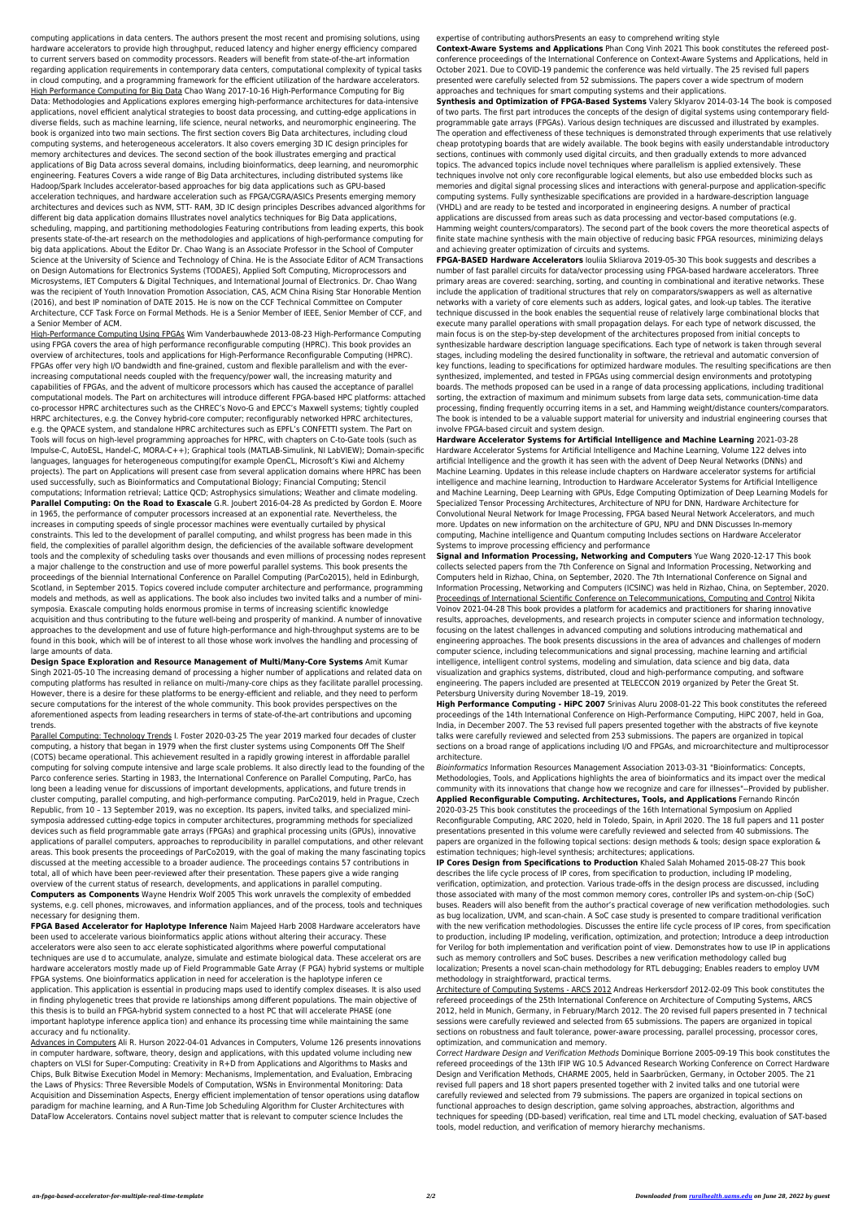computing applications in data centers. The authors present the most recent and promising solutions, using hardware accelerators to provide high throughput, reduced latency and higher energy efficiency compared to current servers based on commodity processors. Readers will benefit from state-of-the-art information regarding application requirements in contemporary data centers, computational complexity of typical tasks in cloud computing, and a programming framework for the efficient utilization of the hardware accelerators.

High Performance Computing for Big Data Chao Wang 2017-10-16 High-Performance Computing for Big Data: Methodologies and Applications explores emerging high-performance architectures for data-intensive applications, novel efficient analytical strategies to boost data processing, and cutting-edge applications in diverse fields, such as machine learning, life science, neural networks, and neuromorphic engineering. The book is organized into two main sections. The first section covers Big Data architectures, including cloud computing systems, and heterogeneous accelerators. It also covers emerging 3D IC design principles for memory architectures and devices. The second section of the book illustrates emerging and practical applications of Big Data across several domains, including bioinformatics, deep learning, and neuromorphic engineering. Features Covers a wide range of Big Data architectures, including distributed systems like Hadoop/Spark Includes accelerator-based approaches for big data applications such as GPU-based acceleration techniques, and hardware acceleration such as FPGA/CGRA/ASICs Presents emerging memory architectures and devices such as NVM, STT- RAM, 3D IC design principles Describes advanced algorithms for different big data application domains Illustrates novel analytics techniques for Big Data applications, scheduling, mapping, and partitioning methodologies Featuring contributions from leading experts, this book presents state-of-the-art research on the methodologies and applications of high-performance computing for big data applications. About the Editor Dr. Chao Wang is an Associate Professor in the School of Computer Science at the University of Science and Technology of China. He is the Associate Editor of ACM Transactions on Design Automations for Electronics Systems (TODAES), Applied Soft Computing, Microprocessors and Microsystems, IET Computers & Digital Techniques, and International Journal of Electronics. Dr. Chao Wang was the recipient of Youth Innovation Promotion Association, CAS, ACM China Rising Star Honorable Mention (2016), and best IP nomination of DATE 2015. He is now on the CCF Technical Committee on Computer Architecture, CCF Task Force on Formal Methods. He is a Senior Member of IEEE, Senior Member of CCF, and a Senior Member of ACM.

High-Performance Computing Using FPGAs Wim Vanderbauwhede 2013-08-23 High-Performance Computing using FPGA covers the area of high performance reconfigurable computing (HPRC). This book provides an overview of architectures, tools and applications for High-Performance Reconfigurable Computing (HPRC). FPGAs offer very high I/O bandwidth and fine-grained, custom and flexible parallelism and with the ever-increasing computational needs coupled with the frequency/power wall, the increasing maturity and capabilities of FPGAs, and the advent of multicore processors which has caused the acceptance of parallel computational models. The Part on architectures will introduce different FPGA-based HPC platforms: attached co-processor HPRC architectures such as the CHREC's Novo-G and EPCC's Maxwell systems; tightly coupled HRPC architectures, e.g. the Convey hybrid-core computer; reconfigurably networked HPRC architectures, e.g. the QPACE system, and standalone HPRC architectures such as EPFL's CONFETTI system. The Part on Tools will focus on high-level programming approaches for HPRC, with chapters on C-to-Gate tools (such as Impulse-C, AutoESL, Handel-C, MORA-C++); Graphical tools (MATLAB-Simulink, NI LabVIEW); Domain-specific languages, languages for heterogeneous computing(for example OpenCL, Microsoft's Kiwi and Alchemy projects). The part on Applications will present case from several application domains where HPRC has been used successfully, such as Bioinformatics and Computational Biology; Financial Computing; Stencil computations; Information retrieval; Lattice QCD; Astrophysics simulations; Weather and climate modeling.

**Parallel Computing: On the Road to Exascale** G.R. Joubert 2016-04-28 As predicted by Gordon E. Moore in 1965, the performance of computer processors increased at an exponential rate. Nevertheless, the increases in computing speeds of single processor machines were eventually curtailed by physical constraints. This led to the development of parallel computing, and whilst progress has been made in this field, the complexities of parallel algorithm design, the deficiencies of the available software development tools and the complexity of scheduling tasks over thousands and even millions of processing nodes represent a major challenge to the construction and use of more powerful parallel systems. This book presents the proceedings of the biennial International Conference on Parallel Computing (ParCo2015), held in Edinburgh, Scotland, in September 2015. Topics covered include computer architecture and performance, programming models and methods, as well as applications. The book also includes two invited talks and a number of mini-symposia. Exascale computing holds enormous promise in terms of increasing scientific knowledge acquisition and thus contributing to the future well-being and prosperity of mankind. A number of innovative approaches to the development and use of future high-performance and high-throughput systems are to be found in this book, which will be of interest to all those whose work involves the handling and processing of large amounts of data.

**Design Space Exploration and Resource Management of Multi/Many-Core Systems** Amit Kumar Singh 2021-05-10 The increasing demand of processing a higher number of applications and related data on computing platforms has resulted in reliance on multi-/many-core chips as they facilitate parallel processing. However, there is a desire for these platforms to be energy-efficient and reliable, and they need to perform secure computations for the interest of the whole community. This book provides perspectives on the aforementioned aspects from leading researchers in terms of state-of-the-art contributions and upcoming trends.

Parallel Computing: Technology Trends I. Foster 2020-03-25 The year 2019 marked four decades of cluster computing, a history that began in 1979 when the first cluster systems using Components Off The Shelf (COTS) became operational. This achievement resulted in a rapidly growing interest in affordable parallel computing for solving compute intensive and large scale problems. It also directly lead to the founding of the Parco conference series. Starting in 1983, the International Conference on Parallel Computing, ParCo, has long been a leading venue for discussions of important developments, applications, and future trends in cluster computing, parallel computing, and high-performance computing. ParCo2019, held in Prague, Czech Republic, from 10 – 13 September 2019, was no exception. Its papers, invited talks, and specialized mini-symposia addressed cutting-edge topics in computer architectures, programming methods for specialized devices such as field programmable gate arrays (FPGAs) and graphical processing units (GPUs), innovative applications of parallel computers, approaches to reproducibility in parallel computations, and other relevant areas. This book presents the proceedings of ParCo2019, with the goal of making the many fascinating topics discussed at the meeting accessible to a broader audience. The proceedings contains 57 contributions in total, all of which have been peer-reviewed after their presentation. These papers give a wide ranging overview of the current status of research, developments, and applications in parallel computing.

**Computers as Components** Wayne Hendrix Wolf 2005 This work unravels the complexity of embedded systems, e.g. cell phones, microwaves, and information appliances, and of the process, tools and techniques necessary for designing them.

**FPGA Based Accelerator for Haplotype Inference** Naim Majeed Harb 2008 Hardware accelerators have been used to accelerate various bioinformatics applic ations without altering their accuracy. These accelerators were also seen to acc elerate sophisticated algorithms where powerful computational techniques are use d to accumulate, analyze, simulate and estimate biological data. These accelerat ors are hardware accelerators mostly made up of Field Programmable Gate Array (F PGA) hybrid systems or multiple FPGA systems. One bioinformatics application in need for acceleration is the haplotype inferen ce application. This application is essential in producing maps used to identify complex diseases. It is also used in finding phylogenetic trees that provide re lationships among different populations. The main objective of this thesis is to build an FPGA-hybrid system connected to a host PC that will accelerate PHASE (one important haplotype inference applica tion) and enhance its processing time while maintaining the same accuracy and fu nctionality.

Advances in Computers Ali R. Hurson 2022-04-01 Advances in Computers, Volume 126 presents innovations in computer hardware, software, theory, design and applications, with this updated volume including new chapters on VLSI for Super-Computing: Creativity in R+D from Applications and Algorithms to Masks and Chips, Bulk Bitwise Execution Model in Memory: Mechanisms, Implementation, and Evaluation, Embracing the Laws of Physics: Three Reversible Models of Computation, WSNs in Environmental Monitoring: Data Acquisition and Dissemination Aspects, Energy efficient implementation of tensor operations using dataflow paradigm for machine learning, and A Run-Time Job Scheduling Algorithm for Cluster Architectures with DataFlow Accelerators. Contains novel subject matter that is relevant to computer science Includes the expertise of contributing authorsPresents an easy to comprehend writing style

**Context-Aware Systems and Applications** Phan Cong Vinh 2021 This book constitutes the refereed post-conference proceedings of the International Conference on Context-Aware Systems and Applications, held in October 2021. Due to COVID-19 pandemic the conference was held virtually. The 25 revised full papers presented were carefully selected from 52 submissions. The papers cover a wide spectrum of modern approaches and techniques for smart computing systems and their applications.

**Synthesis and Optimization of FPGA-Based Systems** Valery Sklyarov 2014-03-14 The book is composed of two parts. The first part introduces the concepts of the design of digital systems using contemporary field-programmable gate arrays (FPGAs). Various design techniques are discussed and illustrated by examples. The operation and effectiveness of these techniques is demonstrated through experiments that use relatively cheap prototyping boards that are widely available. The book begins with easily understandable introductory sections, continues with commonly used digital circuits, and then gradually extends to more advanced topics. The advanced topics include novel techniques where parallelism is applied extensively. These techniques involve not only core reconfigurable logical elements, but also use embedded blocks such as memories and digital signal processing slices and interactions with general-purpose and application-specific computing systems. Fully synthesizable specifications are provided in a hardware-description language (VHDL) and are ready to be tested and incorporated in engineering designs. A number of practical applications are discussed from areas such as data processing and vector-based computations (e.g. Hamming weight counters/comparators). The second part of the book covers the more theoretical aspects of finite state machine synthesis with the main objective of reducing basic FPGA resources, minimizing delays and achieving greater optimization of circuits and systems.

**FPGA-BASED Hardware Accelerators** Iouliia Skliarova 2019-05-30 This book suggests and describes a number of fast parallel circuits for data/vector processing using FPGA-based hardware accelerators. Three primary areas are covered: searching, sorting, and counting in combinational and iterative networks. These include the application of traditional structures that rely on comparators/swappers as well as alternative networks with a variety of core elements such as adders, logical gates, and look-up tables. The iterative technique discussed in the book enables the sequential reuse of relatively large combinational blocks that execute many parallel operations with small propagation delays. For each type of network discussed, the main focus is on the step-by-step development of the architectures proposed from initial concepts to synthesizable hardware description language specifications. Each type of network is taken through several stages, including modeling the desired functionality in software, the retrieval and automatic conversion of key functions, leading to specifications for optimized hardware modules. The resulting specifications are then synthesized, implemented, and tested in FPGAs using commercial design environments and prototyping boards. The methods proposed can be used in a range of data processing applications, including traditional sorting, the extraction of maximum and minimum subsets from large data sets, communication-time data processing, finding frequently occurring items in a set, and Hamming weight/distance counters/comparators. The book is intended to be a valuable support material for university and industrial engineering courses that involve FPGA-based circuit and system design.

**Hardware Accelerator Systems for Artificial Intelligence and Machine Learning** 2021-03-28 Hardware Accelerator Systems for Artificial Intelligence and Machine Learning, Volume 122 delves into artificial Intelligence and the growth it has seen with the advent of Deep Neural Networks (DNNs) and Machine Learning. Updates in this release include chapters on Hardware accelerator systems for artificial intelligence and machine learning, Introduction to Hardware Accelerator Systems for Artificial Intelligence and Machine Learning, Deep Learning with GPUs, Edge Computing Optimization of Deep Learning Models for Specialized Tensor Processing Architectures, Architecture of NPU for DNN, Hardware Architecture for Convolutional Neural Network for Image Processing, FPGA based Neural Network Accelerators, and much more. Updates on new information on the architecture of GPU, NPU and DNN Discusses In-memory computing, Machine intelligence and Quantum computing Includes sections on Hardware Accelerator Systems to improve processing efficiency and performance

**Signal and Information Processing, Networking and Computers** Yue Wang 2020-12-17 This book collects selected papers from the 7th Conference on Signal and Information Processing, Networking and Computers held in Rizhao, China, on September, 2020. The 7th International Conference on Signal and Information Processing, Networking and Computers (ICSINC) was held in Rizhao, China, on September, 2020.

Proceedings of International Scientific Conference on Telecommunications, Computing and Control Nikita Voinov 2021-04-28 This book provides a platform for academics and practitioners for sharing innovative results, approaches, developments, and research projects in computer science and information technology, focusing on the latest challenges in advanced computing and solutions introducing mathematical and engineering approaches. The book presents discussions in the area of advances and challenges of modern computer science, including telecommunications and signal processing, machine learning and artificial intelligence, intelligent control systems, modeling and simulation, data science and big data, data visualization and graphics systems, distributed, cloud and high-performance computing, and software engineering. The papers included are presented at TELECCON 2019 organized by Peter the Great St. Petersburg University during November 18–19, 2019.

**High Performance Computing - HiPC 2007** Srinivas Aluru 2008-01-22 This book constitutes the refereed proceedings of the 14th International Conference on High-Performance Computing, HiPC 2007, held in Goa, India, in December 2007. The 53 revised full papers presented together with the abstracts of five keynote talks were carefully reviewed and selected from 253 submissions. The papers are organized in topical sections on a broad range of applications including I/O and FPGAs, and microarchitecture and multiprocessor architecture.

*Bioinformatics* Information Resources Management Association 2013-03-31 "Bioinformatics: Concepts, Methodologies, Tools, and Applications highlights the area of bioinformatics and its impact over the medical community with its innovations that change how we recognize and care for illnesses"--Provided by publisher.

**Applied Reconfigurable Computing. Architectures, Tools, and Applications** Fernando Rincón 2020-03-25 This book constitutes the proceedings of the 16th International Symposium on Applied Reconfigurable Computing, ARC 2020, held in Toledo, Spain, in April 2020. The 18 full papers and 11 poster presentations presented in this volume were carefully reviewed and selected from 40 submissions. The papers are organized in the following topical sections: design methods & tools; design space exploration & estimation techniques; high-level synthesis; architectures; applications.

**IP Cores Design from Specifications to Production** Khaled Salah Mohamed 2015-08-27 This book describes the life cycle process of IP cores, from specification to production, including IP modeling, verification, optimization, and protection. Various trade-offs in the design process are discussed, including those associated with many of the most common memory cores, controller IPs and system-on-chip (SoC) buses. Readers will also benefit from the author's practical coverage of new verification methodologies. such as bug localization, UVM, and scan-chain. A SoC case study is presented to compare traditional verification with the new verification methodologies. Discusses the entire life cycle process of IP cores, from specification to production, including IP modeling, verification, optimization, and protection; Introduce a deep introduction for Verilog for both implementation and verification point of view. Demonstrates how to use IP in applications such as memory controllers and SoC buses. Describes a new verification methodology called bug localization; Presents a novel scan-chain methodology for RTL debugging; Enables readers to employ UVM methodology in straightforward, practical terms.

Architecture of Computing Systems - ARCS 2012 Andreas Herkersdorf 2012-02-09 This book constitutes the refereed proceedings of the 25th International Conference on Architecture of Computing Systems, ARCS 2012, held in Munich, Germany, in February/March 2012. The 20 revised full papers presented in 7 technical sessions were carefully reviewed and selected from 65 submissions. The papers are organized in topical sections on robustness and fault tolerance, power-aware processing, parallel processing, processor cores, optimization, and communication and memory.

*Correct Hardware Design and Verification Methods* Dominique Borrione 2005-09-19 This book constitutes the refereed proceedings of the 13th IFIP WG 10.5 Advanced Research Working Conference on Correct Hardware Design and Verification Methods, CHARME 2005, held in Saarbrücken, Germany, in October 2005. The 21 revised full papers and 18 short papers presented together with 2 invited talks and one tutorial were carefully reviewed and selected from 79 submissions. The papers are organized in topical sections on functional approaches to design description, game solving approaches, abstraction, algorithms and techniques for speeding (DD-based) verification, real time and LTL model checking, evaluation of SAT-based tools, model reduction, and verification of memory hierarchy mechanisms.